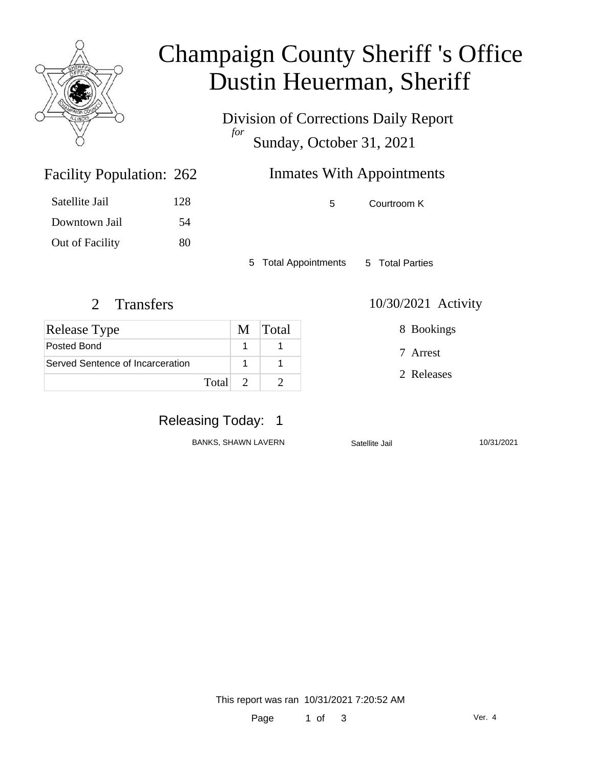# Champaign County Sheriff 's Office
# Dustin Heuerman, Sheriff

Division of Corrections Daily Report
*for*
Sunday, October 31, 2021

## Facility Population: 262

| | |
|---|---|
| Satellite Jail | 128 |
| Downtown Jail | 54 |
| Out of Facility | 80 |

## Inmates With Appointments

| | |
|---|---|
| 5 | Courtroom K |

5 Total Appointments  5 Total Parties

## 2 Transfers

| Release Type | M | Total |
|---|---|---|
| Posted Bond | 1 | 1 |
| Served Sentence of Incarceration | 1 | 1 |
| Total | 2 | 2 |

## 10/30/2021 Activity

8 Bookings

7 Arrest

2 Releases

## Releasing Today: 1

| | | |
|---|---|---|
| BANKS, SHAWN LAVERN | Satellite Jail | 10/31/2021 |

This report was ran 10/31/2021 7:20:52 AM

Ver. 4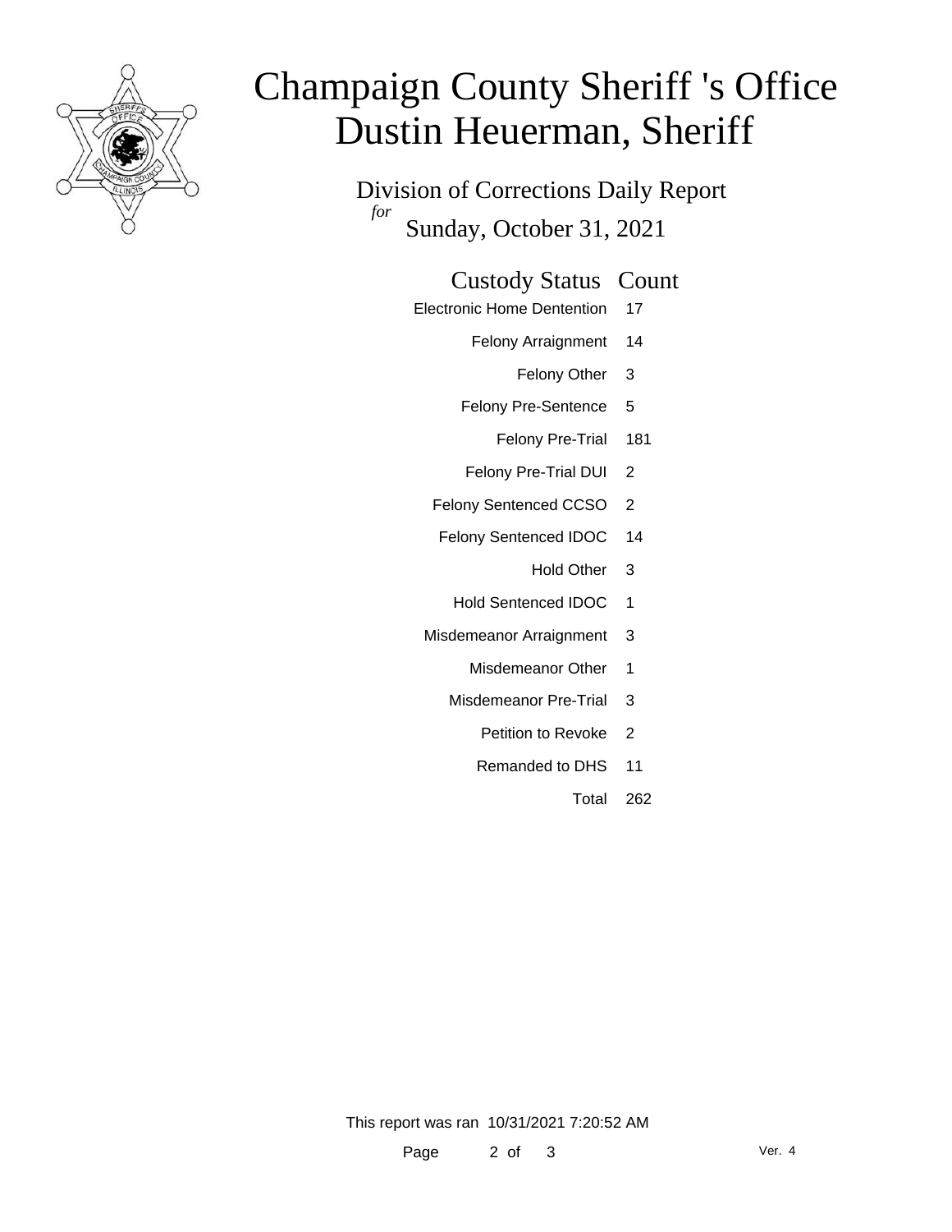# Champaign County Sheriff 's Office
# Dustin Heuerman, Sheriff

## Division of Corrections Daily Report

*for*

## Sunday, October 31, 2021

| Custody Status | Count |
|---|---|
| Electronic Home Dentention | 17 |
| Felony Arraignment | 14 |
| Felony Other | 3 |
| Felony Pre-Sentence | 5 |
| Felony Pre-Trial | 181 |
| Felony Pre-Trial DUI | 2 |
| Felony Sentenced CCSO | 2 |
| Felony Sentenced IDOC | 14 |
| Hold Other | 3 |
| Hold Sentenced IDOC | 1 |
| Misdemeanor Arraignment | 3 |
| Misdemeanor Other | 1 |
| Misdemeanor Pre-Trial | 3 |
| Petition to Revoke | 2 |
| Remanded to DHS | 11 |
| Total | 262 |

This report was ran 10/31/2021 7:20:52 AM

Ver. 4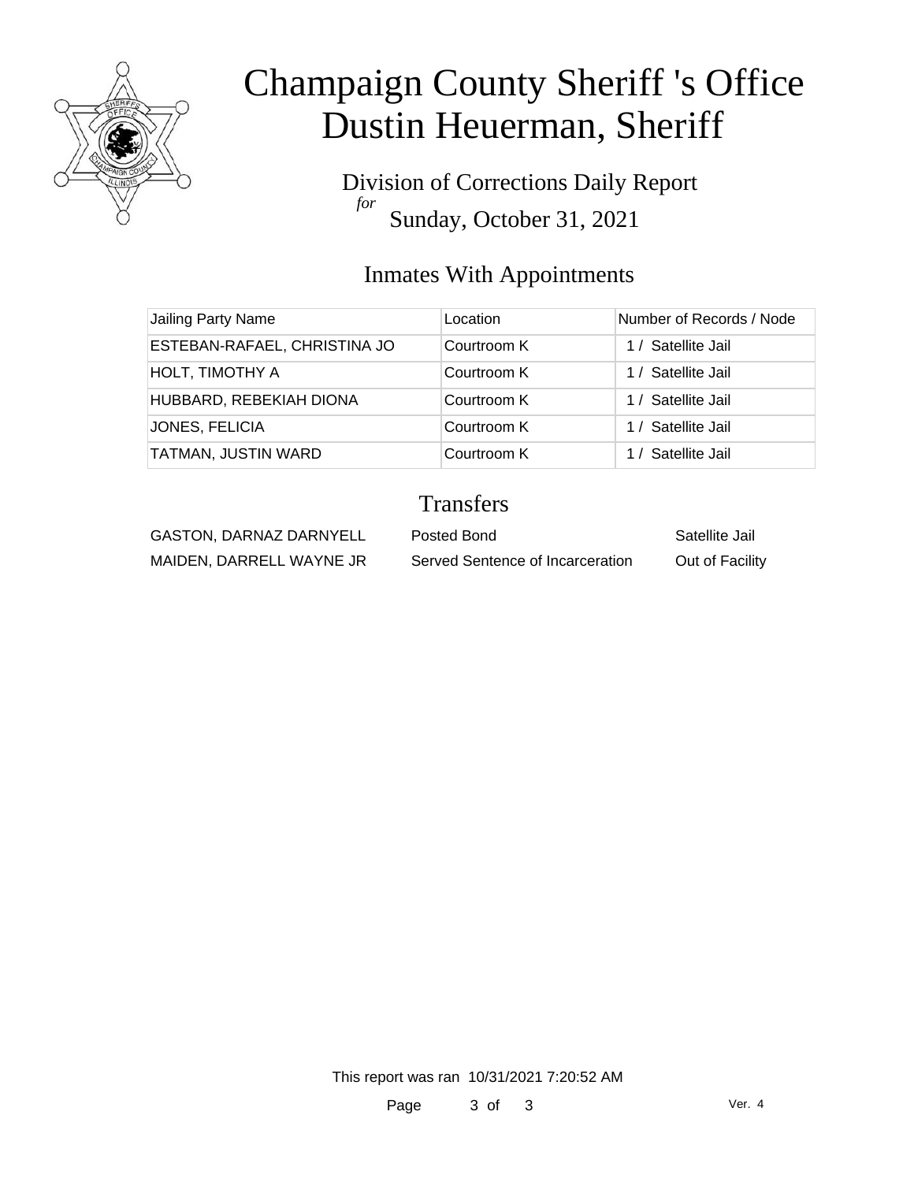# Champaign County Sheriff 's Office
# Dustin Heuerman, Sheriff

Division of Corrections Daily Report

*for*

Sunday, October 31, 2021

## Inmates With Appointments

| Jailing Party Name | Location | Number of Records / Node |
| --- | --- | --- |
| ESTEBAN-RAFAEL, CHRISTINA JO | Courtroom K | 1 / Satellite Jail |
| HOLT, TIMOTHY A | Courtroom K | 1 / Satellite Jail |
| HUBBARD, REBEKIAH DIONA | Courtroom K | 1 / Satellite Jail |
| JONES, FELICIA | Courtroom K | 1 / Satellite Jail |
| TATMAN, JUSTIN WARD | Courtroom K | 1 / Satellite Jail |

## Transfers

| | | |
| --- | --- | --- |
| GASTON, DARNAZ DARNYELL | Posted Bond | Satellite Jail |
| MAIDEN, DARRELL WAYNE JR | Served Sentence of Incarceration | Out of Facility |

This report was ran 10/31/2021 7:20:52 AM

Ver. 4